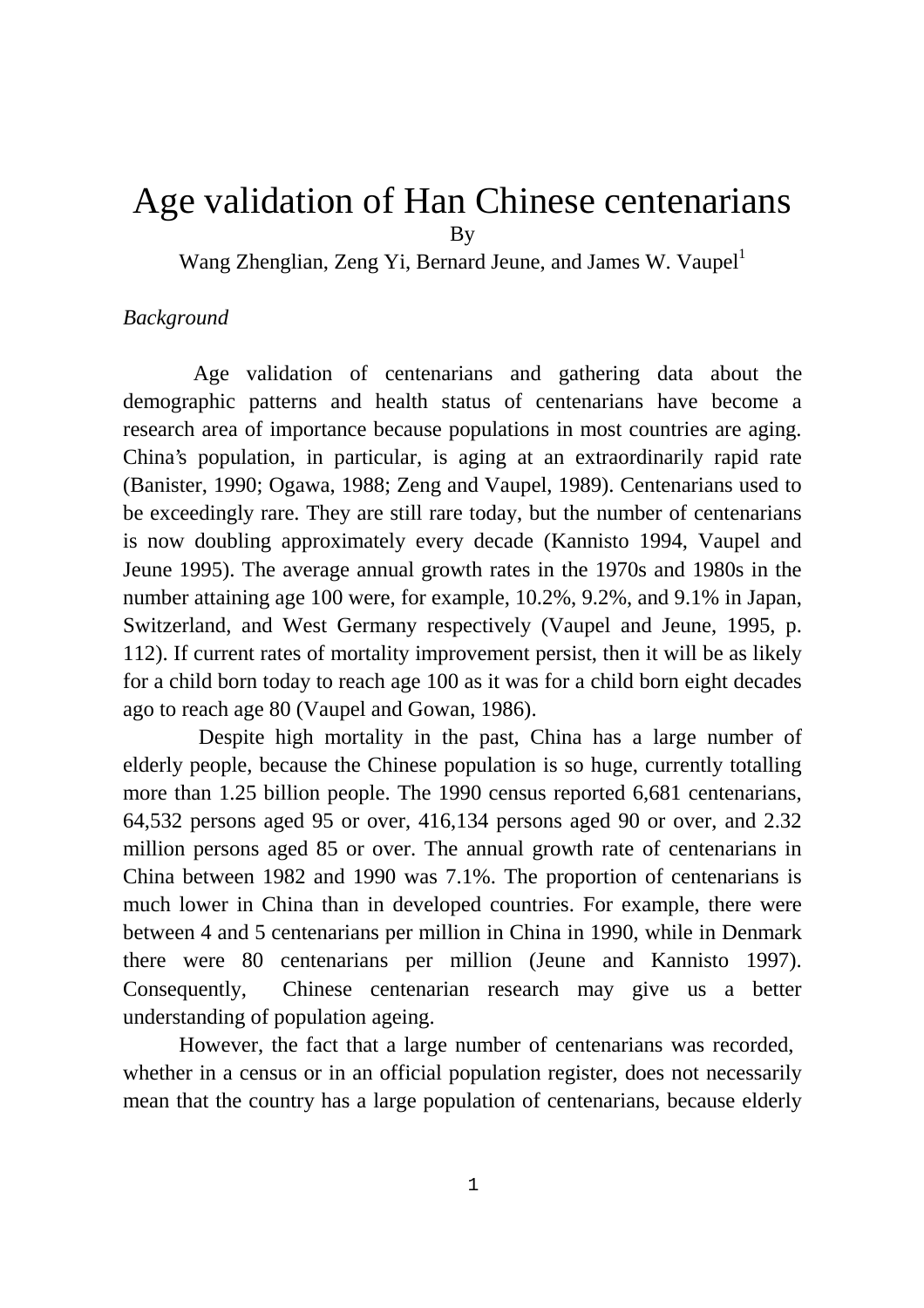# Age validation of Han Chinese centenarians

By

Wang Zhenglian, Zeng Yi, Bernard Jeune, and James W. Vaupel[1]

*Background*

Age validation of centenarians and gathering data about the demographic patterns and health status of centenarians have become a research area of importance because populations in most countries are aging. China's population, in particular, is aging at an extraordinarily rapid rate (Banister, 1990; Ogawa, 1988; Zeng and Vaupel, 1989). Centenarians used to be exceedingly rare. They are still rare today, but the number of centenarians is now doubling approximately every decade (Kannisto 1994, Vaupel and Jeune 1995). The average annual growth rates in the 1970s and 1980s in the number attaining age 100 were, for example, 10.2%, 9.2%, and 9.1% in Japan, Switzerland, and West Germany respectively (Vaupel and Jeune, 1995, p. 112). If current rates of mortality improvement persist, then it will be as likely for a child born today to reach age 100 as it was for a child born eight decades ago to reach age 80 (Vaupel and Gowan, 1986).

Despite high mortality in the past, China has a large number of elderly people, because the Chinese population is so huge, currently totalling more than 1.25 billion people. The 1990 census reported 6,681 centenarians, 64,532 persons aged 95 or over, 416,134 persons aged 90 or over, and 2.32 million persons aged 85 or over. The annual growth rate of centenarians in China between 1982 and 1990 was 7.1%. The proportion of centenarians is much lower in China than in developed countries. For example, there were between 4 and 5 centenarians per million in China in 1990, while in Denmark there were 80 centenarians per million (Jeune and Kannisto 1997). Consequently, Chinese centenarian research may give us a better understanding of population ageing.

However, the fact that a large number of centenarians was recorded, whether in a census or in an official population register, does not necessarily mean that the country has a large population of centenarians, because elderly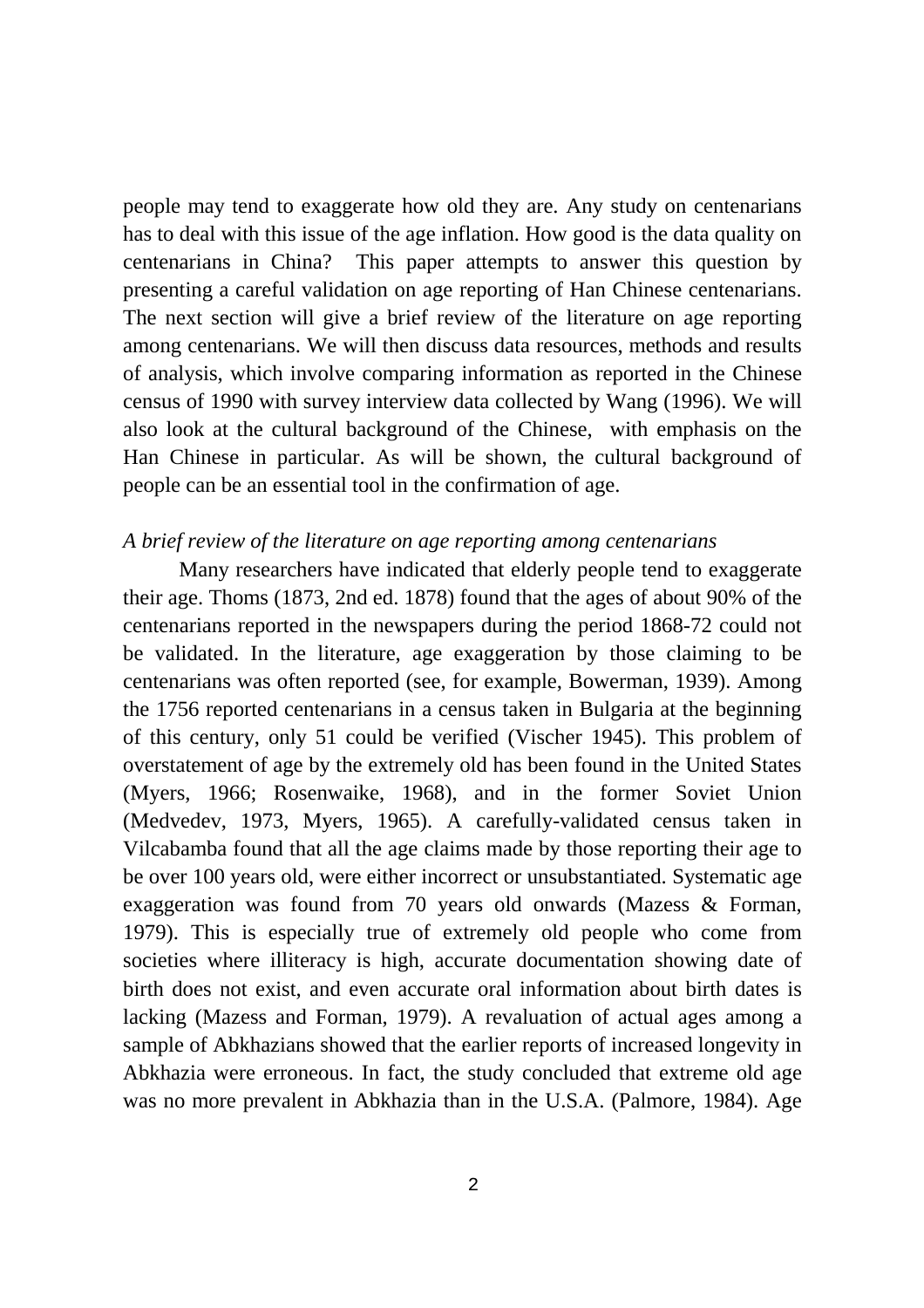people may tend to exaggerate how old they are. Any study on centenarians has to deal with this issue of the age inflation. How good is the data quality on centenarians in China? This paper attempts to answer this question by presenting a careful validation on age reporting of Han Chinese centenarians. The next section will give a brief review of the literature on age reporting among centenarians. We will then discuss data resources, methods and results of analysis, which involve comparing information as reported in the Chinese census of 1990 with survey interview data collected by Wang (1996). We will also look at the cultural background of the Chinese, with emphasis on the Han Chinese in particular. As will be shown, the cultural background of people can be an essential tool in the confirmation of age.

*A brief review of the literature on age reporting among centenarians*

Many researchers have indicated that elderly people tend to exaggerate their age. Thoms (1873, 2nd ed. 1878) found that the ages of about 90% of the centenarians reported in the newspapers during the period 1868-72 could not be validated. In the literature, age exaggeration by those claiming to be centenarians was often reported (see, for example, Bowerman, 1939). Among the 1756 reported centenarians in a census taken in Bulgaria at the beginning of this century, only 51 could be verified (Vischer 1945). This problem of overstatement of age by the extremely old has been found in the United States (Myers, 1966; Rosenwaike, 1968), and in the former Soviet Union (Medvedev, 1973, Myers, 1965). A carefully-validated census taken in Vilcabamba found that all the age claims made by those reporting their age to be over 100 years old, were either incorrect or unsubstantiated. Systematic age exaggeration was found from 70 years old onwards (Mazess & Forman, 1979). This is especially true of extremely old people who come from societies where illiteracy is high, accurate documentation showing date of birth does not exist, and even accurate oral information about birth dates is lacking (Mazess and Forman, 1979). A revaluation of actual ages among a sample of Abkhazians showed that the earlier reports of increased longevity in Abkhazia were erroneous. In fact, the study concluded that extreme old age was no more prevalent in Abkhazia than in the U.S.A. (Palmore, 1984). Age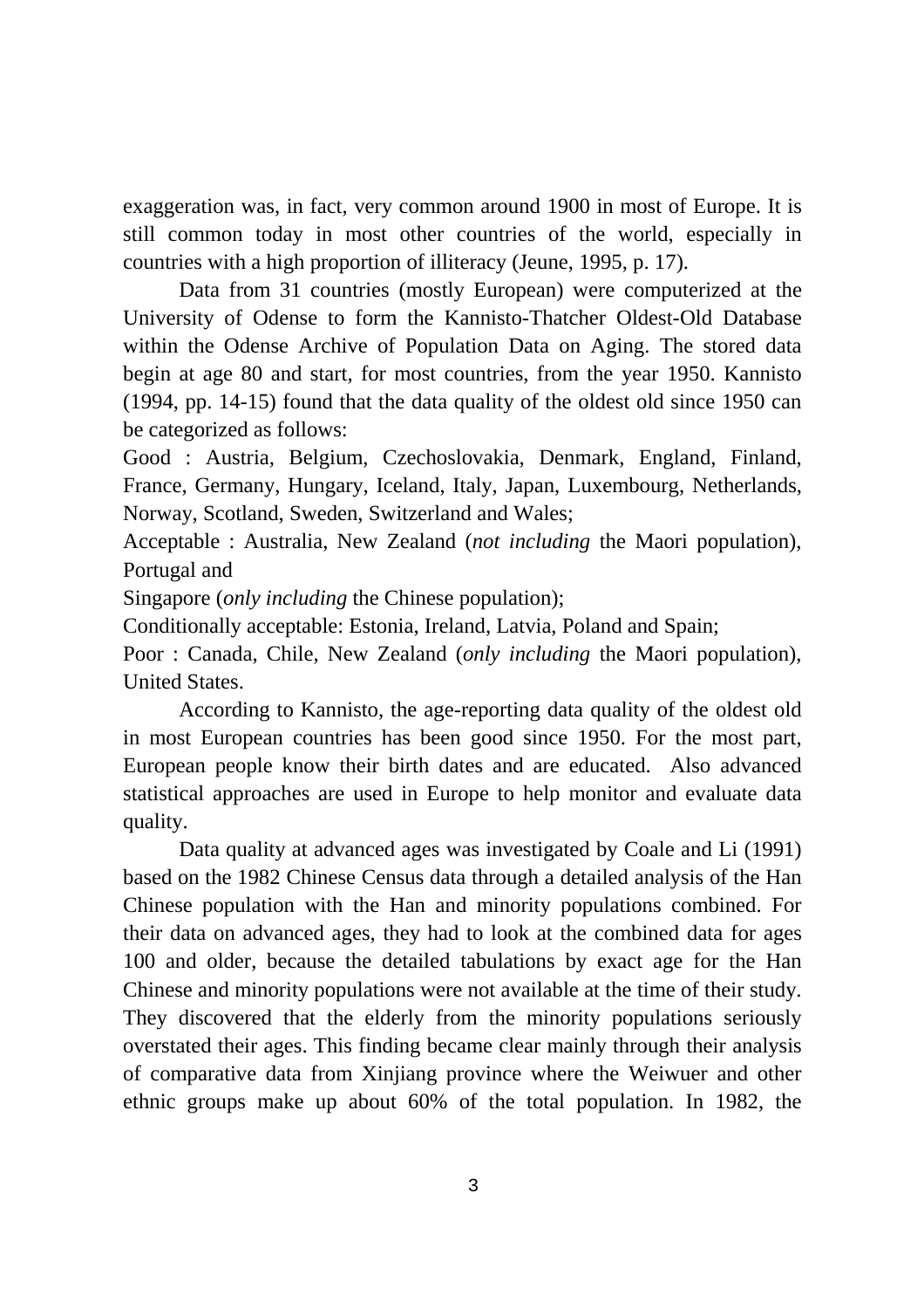exaggeration was, in fact, very common around 1900 in most of Europe. It is still common today in most other countries of the world, especially in countries with a high proportion of illiteracy (Jeune, 1995, p. 17).

Data from 31 countries (mostly European) were computerized at the University of Odense to form the Kannisto-Thatcher Oldest-Old Database within the Odense Archive of Population Data on Aging. The stored data begin at age 80 and start, for most countries, from the year 1950. Kannisto (1994, pp. 14-15) found that the data quality of the oldest old since 1950 can be categorized as follows:

Good : Austria, Belgium, Czechoslovakia, Denmark, England, Finland, France, Germany, Hungary, Iceland, Italy, Japan, Luxembourg, Netherlands, Norway, Scotland, Sweden, Switzerland and Wales;

Acceptable : Australia, New Zealand (*not including* the Maori population), Portugal and

Singapore (*only including* the Chinese population);

Conditionally acceptable: Estonia, Ireland, Latvia, Poland and Spain;

Poor : Canada, Chile, New Zealand (*only including* the Maori population), United States.

According to Kannisto, the age-reporting data quality of the oldest old in most European countries has been good since 1950. For the most part, European people know their birth dates and are educated. Also advanced statistical approaches are used in Europe to help monitor and evaluate data quality.

Data quality at advanced ages was investigated by Coale and Li (1991) based on the 1982 Chinese Census data through a detailed analysis of the Han Chinese population with the Han and minority populations combined. For their data on advanced ages, they had to look at the combined data for ages 100 and older, because the detailed tabulations by exact age for the Han Chinese and minority populations were not available at the time of their study. They discovered that the elderly from the minority populations seriously overstated their ages. This finding became clear mainly through their analysis of comparative data from Xinjiang province where the Weiwuer and other ethnic groups make up about 60% of the total population. In 1982, the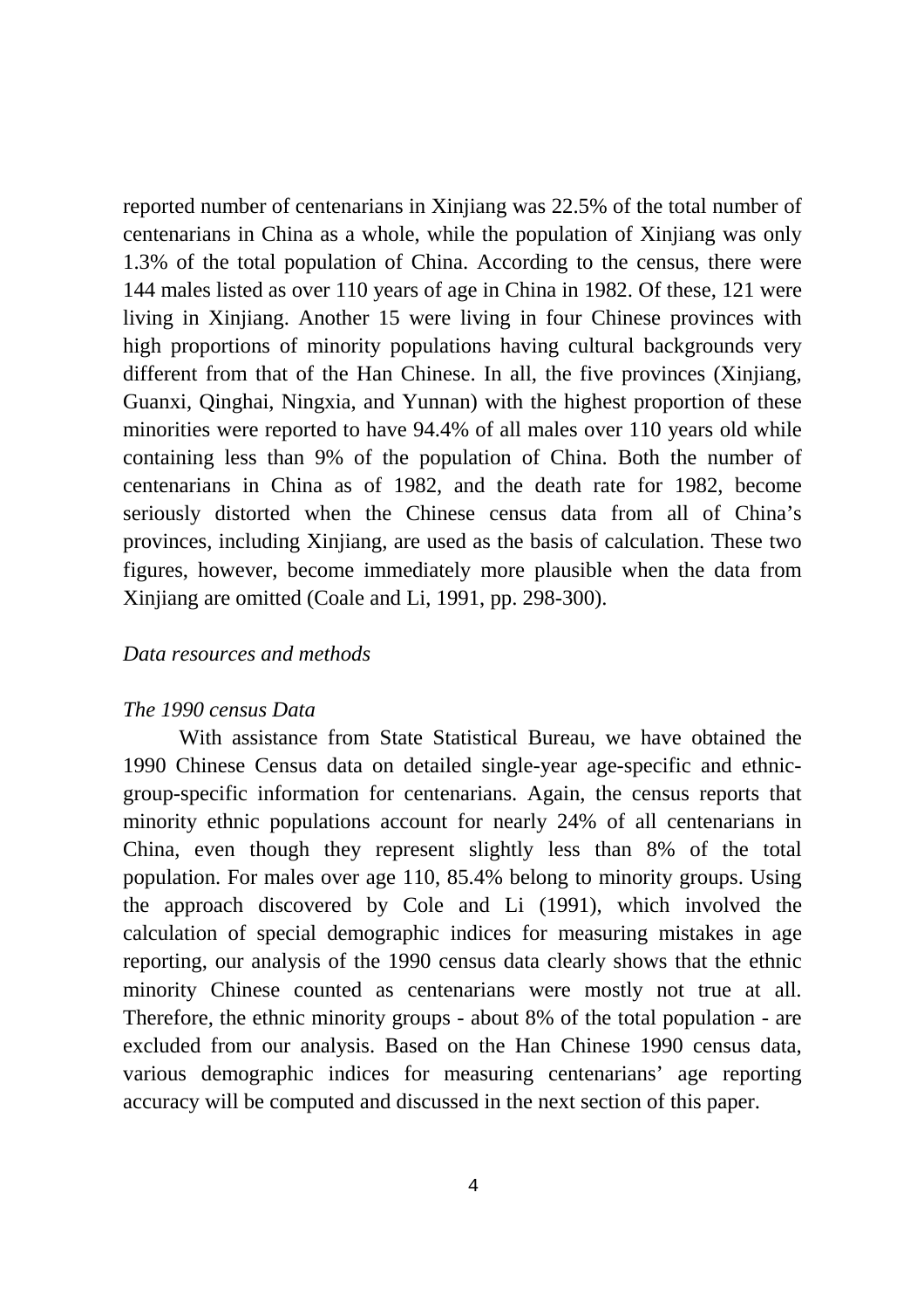reported number of centenarians in Xinjiang was 22.5% of the total number of centenarians in China as a whole, while the population of Xinjiang was only 1.3% of the total population of China. According to the census, there were 144 males listed as over 110 years of age in China in 1982. Of these, 121 were living in Xinjiang. Another 15 were living in four Chinese provinces with high proportions of minority populations having cultural backgrounds very different from that of the Han Chinese. In all, the five provinces (Xinjiang, Guanxi, Qinghai, Ningxia, and Yunnan) with the highest proportion of these minorities were reported to have 94.4% of all males over 110 years old while containing less than 9% of the population of China. Both the number of centenarians in China as of 1982, and the death rate for 1982, become seriously distorted when the Chinese census data from all of China's provinces, including Xinjiang, are used as the basis of calculation. These two figures, however, become immediately more plausible when the data from Xinjiang are omitted (Coale and Li, 1991, pp. 298-300).

## *Data resources and methods*

### *The 1990 census Data*

With assistance from State Statistical Bureau, we have obtained the 1990 Chinese Census data on detailed single-year age-specific and ethnic-group-specific information for centenarians. Again, the census reports that minority ethnic populations account for nearly 24% of all centenarians in China, even though they represent slightly less than 8% of the total population. For males over age 110, 85.4% belong to minority groups. Using the approach discovered by Cole and Li (1991), which involved the calculation of special demographic indices for measuring mistakes in age reporting, our analysis of the 1990 census data clearly shows that the ethnic minority Chinese counted as centenarians were mostly not true at all. Therefore, the ethnic minority groups - about 8% of the total population - are excluded from our analysis. Based on the Han Chinese 1990 census data, various demographic indices for measuring centenarians' age reporting accuracy will be computed and discussed in the next section of this paper.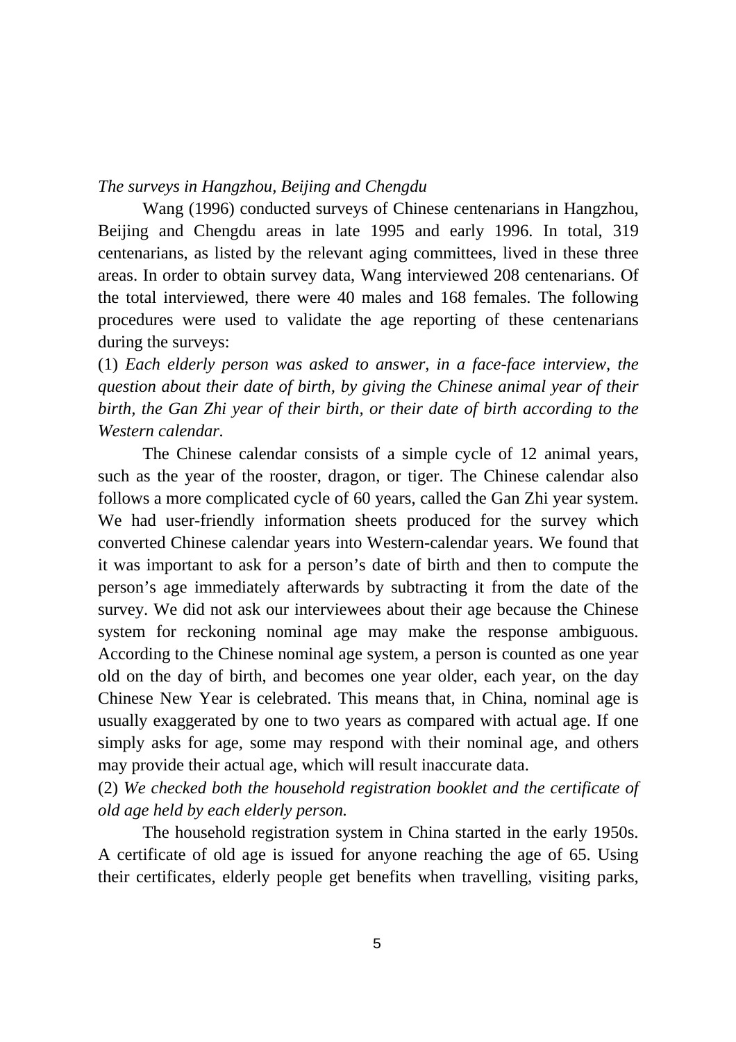*The surveys in Hangzhou, Beijing and Chengdu*

Wang (1996) conducted surveys of Chinese centenarians in Hangzhou, Beijing and Chengdu areas in late 1995 and early 1996. In total, 319 centenarians, as listed by the relevant aging committees, lived in these three areas. In order to obtain survey data, Wang interviewed 208 centenarians. Of the total interviewed, there were 40 males and 168 females. The following procedures were used to validate the age reporting of these centenarians during the surveys:

(1) *Each elderly person was asked to answer, in a face-face interview, the question about their date of birth, by giving the Chinese animal year of their birth, the Gan Zhi year of their birth, or their date of birth according to the Western calendar.*

The Chinese calendar consists of a simple cycle of 12 animal years, such as the year of the rooster, dragon, or tiger. The Chinese calendar also follows a more complicated cycle of 60 years, called the Gan Zhi year system. We had user-friendly information sheets produced for the survey which converted Chinese calendar years into Western-calendar years. We found that it was important to ask for a person's date of birth and then to compute the person's age immediately afterwards by subtracting it from the date of the survey. We did not ask our interviewees about their age because the Chinese system for reckoning nominal age may make the response ambiguous. According to the Chinese nominal age system, a person is counted as one year old on the day of birth, and becomes one year older, each year, on the day Chinese New Year is celebrated. This means that, in China, nominal age is usually exaggerated by one to two years as compared with actual age. If one simply asks for age, some may respond with their nominal age, and others may provide their actual age, which will result inaccurate data.

(2) *We checked both the household registration booklet and the certificate of old age held by each elderly person.*

The household registration system in China started in the early 1950s. A certificate of old age is issued for anyone reaching the age of 65. Using their certificates, elderly people get benefits when travelling, visiting parks,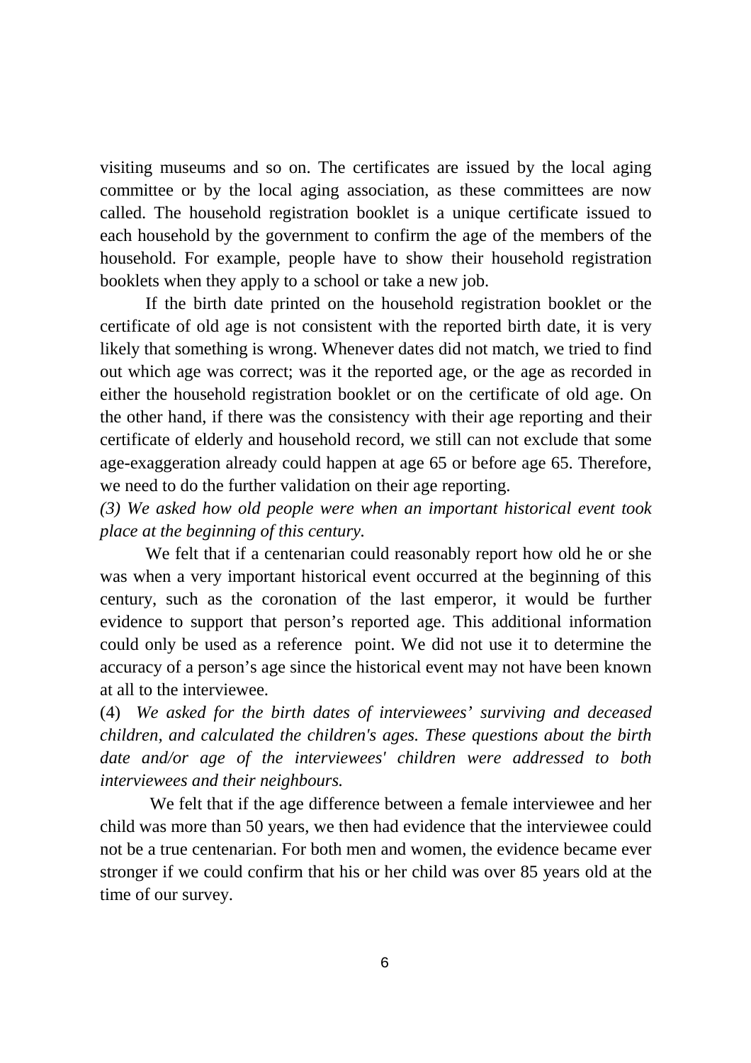visiting museums and so on. The certificates are issued by the local aging committee or by the local aging association, as these committees are now called. The household registration booklet is a unique certificate issued to each household by the government to confirm the age of the members of the household. For example, people have to show their household registration booklets when they apply to a school or take a new job.

If the birth date printed on the household registration booklet or the certificate of old age is not consistent with the reported birth date, it is very likely that something is wrong. Whenever dates did not match, we tried to find out which age was correct; was it the reported age, or the age as recorded in either the household registration booklet or on the certificate of old age. On the other hand, if there was the consistency with their age reporting and their certificate of elderly and household record, we still can not exclude that some age-exaggeration already could happen at age 65 or before age 65. Therefore, we need to do the further validation on their age reporting.

*(3) We asked how old people were when an important historical event took place at the beginning of this century.*

We felt that if a centenarian could reasonably report how old he or she was when a very important historical event occurred at the beginning of this century, such as the coronation of the last emperor, it would be further evidence to support that person's reported age. This additional information could only be used as a reference point. We did not use it to determine the accuracy of a person's age since the historical event may not have been known at all to the interviewee.

(4) *We asked for the birth dates of interviewees' surviving and deceased children, and calculated the children's ages. These questions about the birth date and/or age of the interviewees' children were addressed to both interviewees and their neighbours.*

We felt that if the age difference between a female interviewee and her child was more than 50 years, we then had evidence that the interviewee could not be a true centenarian. For both men and women, the evidence became ever stronger if we could confirm that his or her child was over 85 years old at the time of our survey.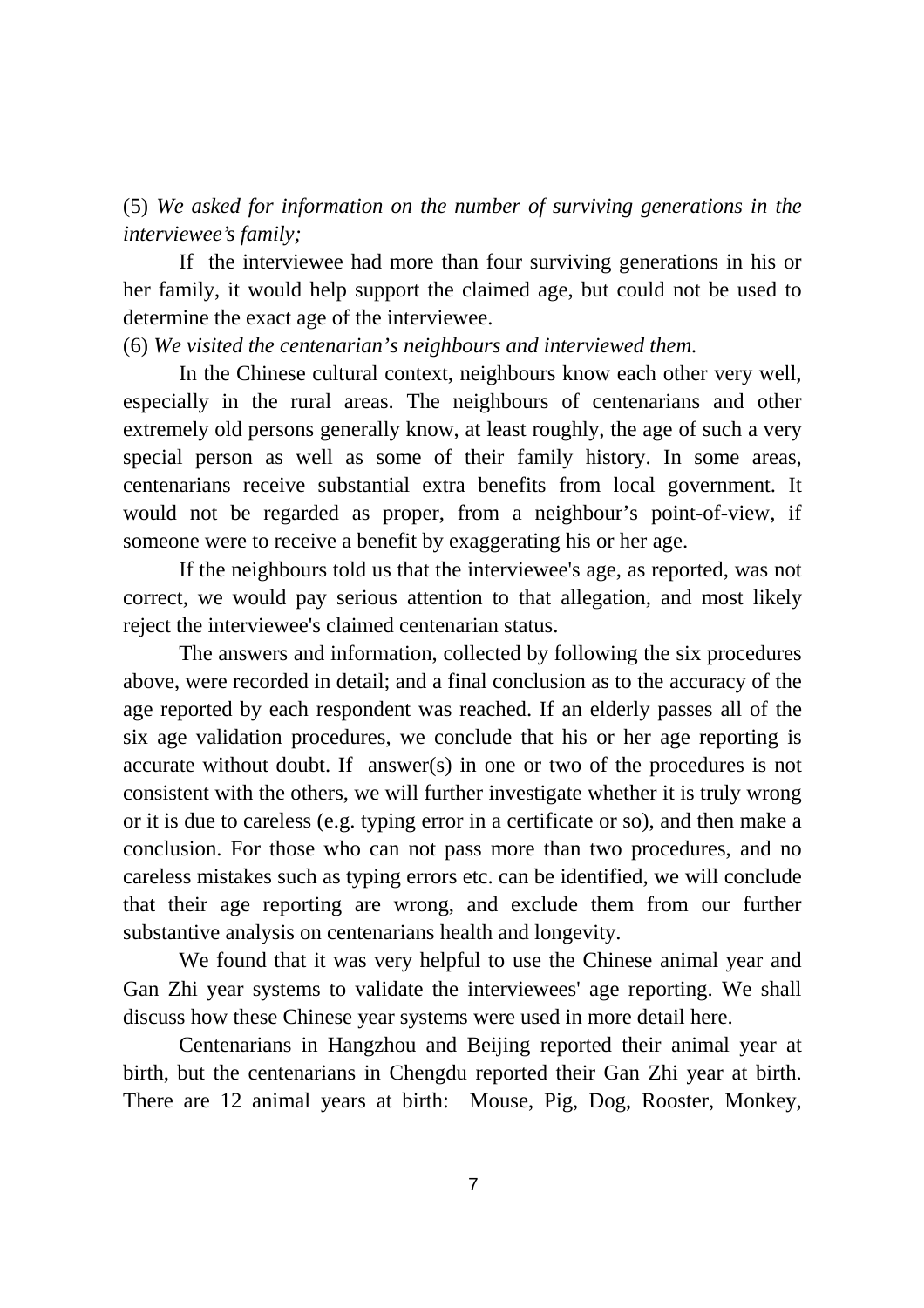(5) *We asked for information on the number of surviving generations in the interviewee's family;*

If the interviewee had more than four surviving generations in his or her family, it would help support the claimed age, but could not be used to determine the exact age of the interviewee.

(6) *We visited the centenarian's neighbours and interviewed them.*

In the Chinese cultural context, neighbours know each other very well, especially in the rural areas. The neighbours of centenarians and other extremely old persons generally know, at least roughly, the age of such a very special person as well as some of their family history. In some areas, centenarians receive substantial extra benefits from local government. It would not be regarded as proper, from a neighbour's point-of-view, if someone were to receive a benefit by exaggerating his or her age.

If the neighbours told us that the interviewee's age, as reported, was not correct, we would pay serious attention to that allegation, and most likely reject the interviewee's claimed centenarian status.

The answers and information, collected by following the six procedures above, were recorded in detail; and a final conclusion as to the accuracy of the age reported by each respondent was reached. If an elderly passes all of the six age validation procedures, we conclude that his or her age reporting is accurate without doubt. If answer(s) in one or two of the procedures is not consistent with the others, we will further investigate whether it is truly wrong or it is due to careless (e.g. typing error in a certificate or so), and then make a conclusion. For those who can not pass more than two procedures, and no careless mistakes such as typing errors etc. can be identified, we will conclude that their age reporting are wrong, and exclude them from our further substantive analysis on centenarians health and longevity.

We found that it was very helpful to use the Chinese animal year and Gan Zhi year systems to validate the interviewees' age reporting. We shall discuss how these Chinese year systems were used in more detail here.

Centenarians in Hangzhou and Beijing reported their animal year at birth, but the centenarians in Chengdu reported their Gan Zhi year at birth. There are 12 animal years at birth: Mouse, Pig, Dog, Rooster, Monkey,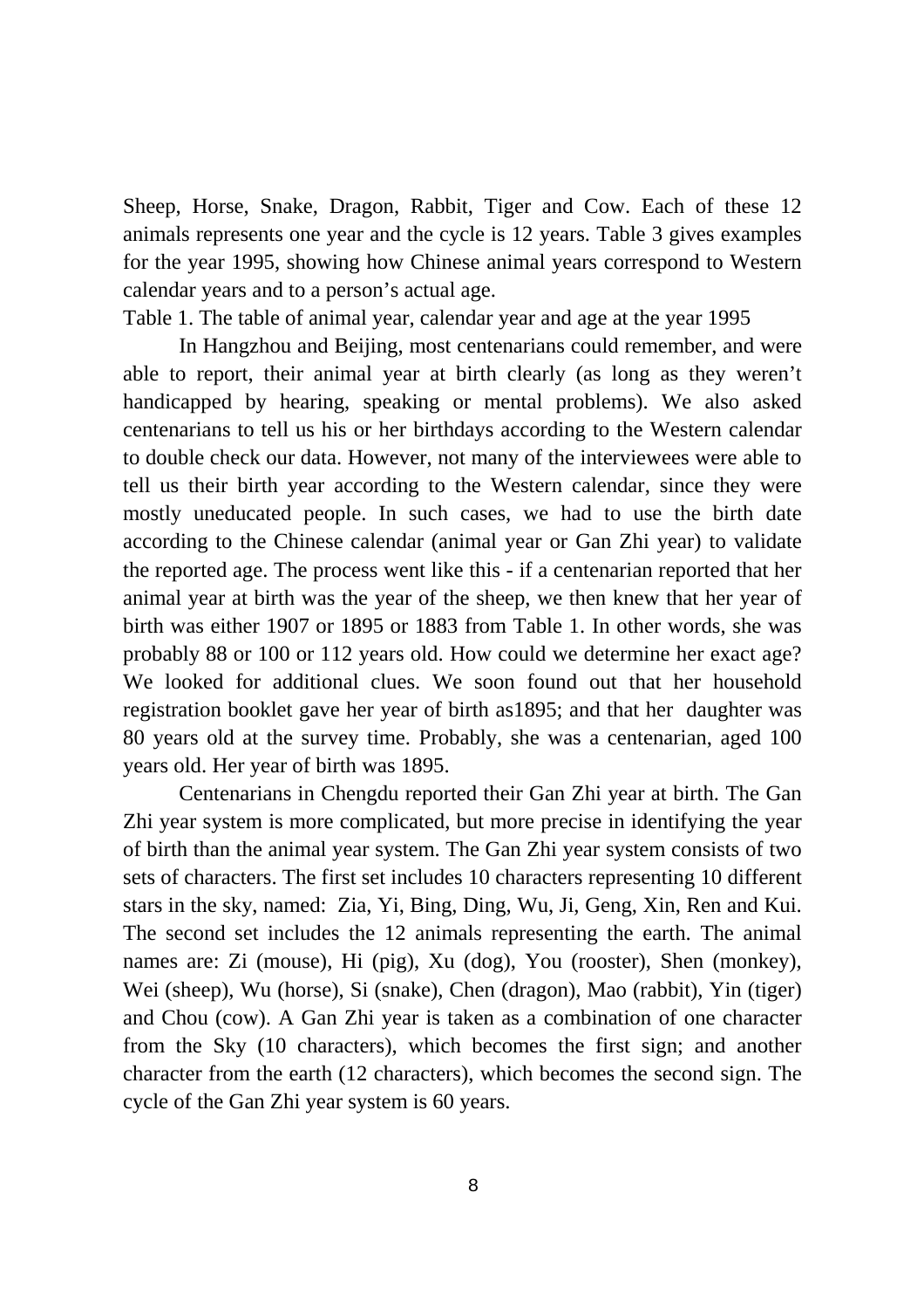Sheep, Horse, Snake, Dragon, Rabbit, Tiger and Cow. Each of these 12 animals represents one year and the cycle is 12 years. Table 3 gives examples for the year 1995, showing how Chinese animal years correspond to Western calendar years and to a person's actual age.

Table 1. The table of animal year, calendar year and age at the year 1995

In Hangzhou and Beijing, most centenarians could remember, and were able to report, their animal year at birth clearly (as long as they weren't handicapped by hearing, speaking or mental problems). We also asked centenarians to tell us his or her birthdays according to the Western calendar to double check our data. However, not many of the interviewees were able to tell us their birth year according to the Western calendar, since they were mostly uneducated people. In such cases, we had to use the birth date according to the Chinese calendar (animal year or Gan Zhi year) to validate the reported age. The process went like this - if a centenarian reported that her animal year at birth was the year of the sheep, we then knew that her year of birth was either 1907 or 1895 or 1883 from Table 1. In other words, she was probably 88 or 100 or 112 years old. How could we determine her exact age? We looked for additional clues. We soon found out that her household registration booklet gave her year of birth as1895; and that her daughter was 80 years old at the survey time. Probably, she was a centenarian, aged 100 years old. Her year of birth was 1895.

Centenarians in Chengdu reported their Gan Zhi year at birth. The Gan Zhi year system is more complicated, but more precise in identifying the year of birth than the animal year system. The Gan Zhi year system consists of two sets of characters. The first set includes 10 characters representing 10 different stars in the sky, named: Zia, Yi, Bing, Ding, Wu, Ji, Geng, Xin, Ren and Kui. The second set includes the 12 animals representing the earth. The animal names are: Zi (mouse), Hi (pig), Xu (dog), You (rooster), Shen (monkey), Wei (sheep), Wu (horse), Si (snake), Chen (dragon), Mao (rabbit), Yin (tiger) and Chou (cow). A Gan Zhi year is taken as a combination of one character from the Sky (10 characters), which becomes the first sign; and another character from the earth (12 characters), which becomes the second sign. The cycle of the Gan Zhi year system is 60 years.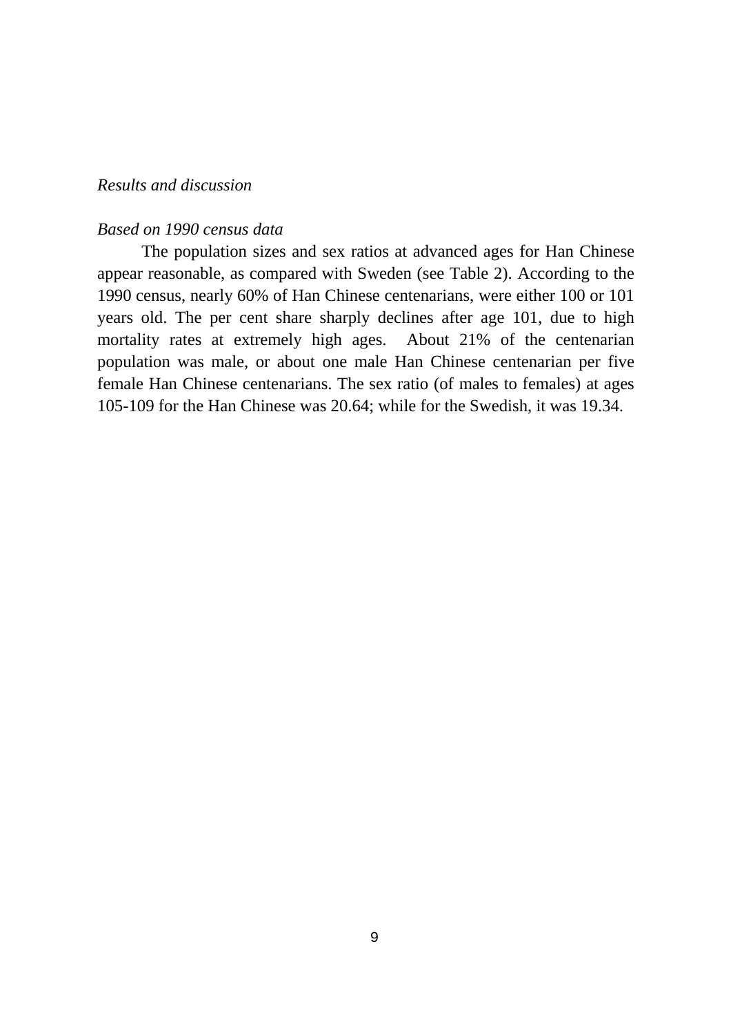*Results and discussion*

*Based on 1990 census data*

The population sizes and sex ratios at advanced ages for Han Chinese appear reasonable, as compared with Sweden (see Table 2). According to the 1990 census, nearly 60% of Han Chinese centenarians, were either 100 or 101 years old. The per cent share sharply declines after age 101, due to high mortality rates at extremely high ages. About 21% of the centenarian population was male, or about one male Han Chinese centenarian per five female Han Chinese centenarians. The sex ratio (of males to females) at ages 105-109 for the Han Chinese was 20.64; while for the Swedish, it was 19.34.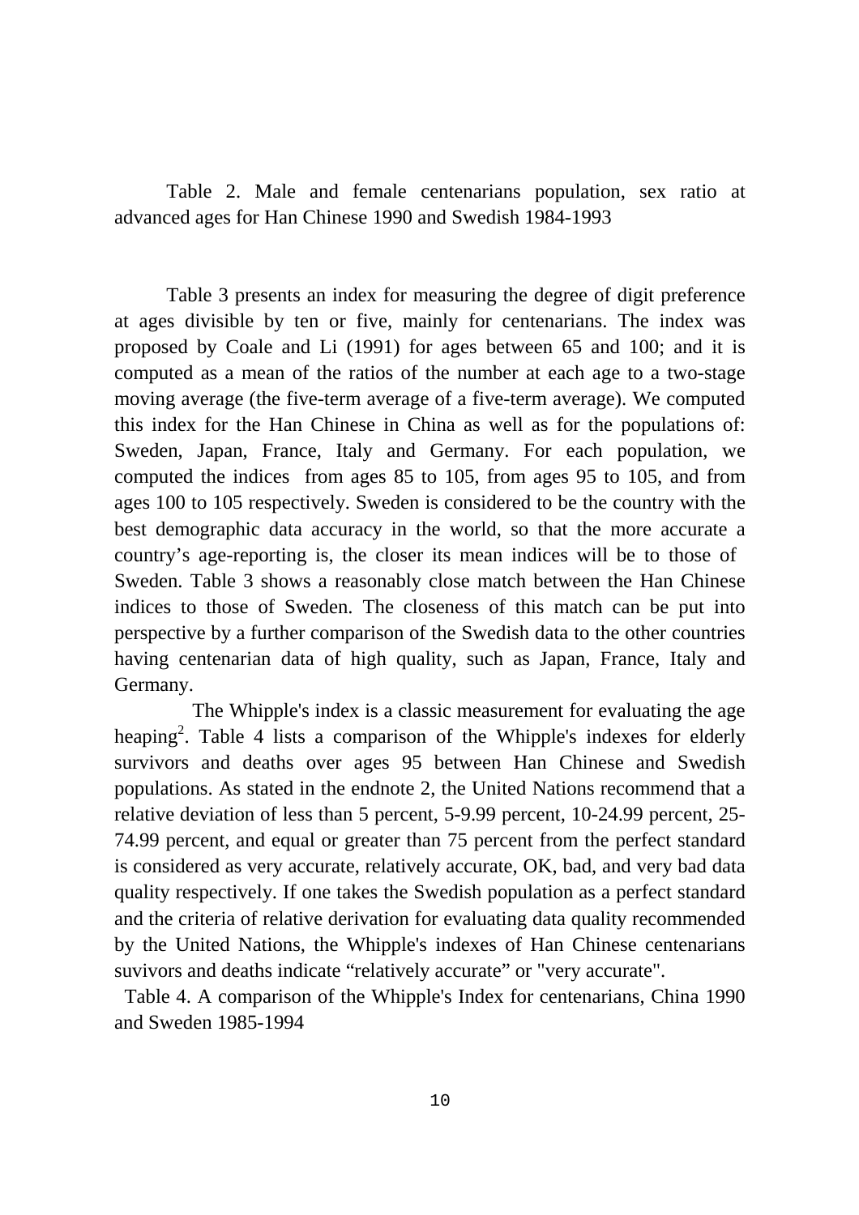Table 2. Male and female centenarians population, sex ratio at advanced ages for Han Chinese 1990 and Swedish 1984-1993

Table 3 presents an index for measuring the degree of digit preference at ages divisible by ten or five, mainly for centenarians. The index was proposed by Coale and Li (1991) for ages between 65 and 100; and it is computed as a mean of the ratios of the number at each age to a two-stage moving average (the five-term average of a five-term average). We computed this index for the Han Chinese in China as well as for the populations of: Sweden, Japan, France, Italy and Germany. For each population, we computed the indices from ages 85 to 105, from ages 95 to 105, and from ages 100 to 105 respectively. Sweden is considered to be the country with the best demographic data accuracy in the world, so that the more accurate a country's age-reporting is, the closer its mean indices will be to those of Sweden. Table 3 shows a reasonably close match between the Han Chinese indices to those of Sweden. The closeness of this match can be put into perspective by a further comparison of the Swedish data to the other countries having centenarian data of high quality, such as Japan, France, Italy and Germany.

The Whipple's index is a classic measurement for evaluating the age heaping[2]. Table 4 lists a comparison of the Whipple's indexes for elderly survivors and deaths over ages 95 between Han Chinese and Swedish populations. As stated in the endnote 2, the United Nations recommend that a relative deviation of less than 5 percent, 5-9.99 percent, 10-24.99 percent, 25-74.99 percent, and equal or greater than 75 percent from the perfect standard is considered as very accurate, relatively accurate, OK, bad, and very bad data quality respectively. If one takes the Swedish population as a perfect standard and the criteria of relative derivation for evaluating data quality recommended by the United Nations, the Whipple's indexes of Han Chinese centenarians suvivors and deaths indicate "relatively accurate" or "very accurate".

Table 4. A comparison of the Whipple's Index for centenarians, China 1990 and Sweden 1985-1994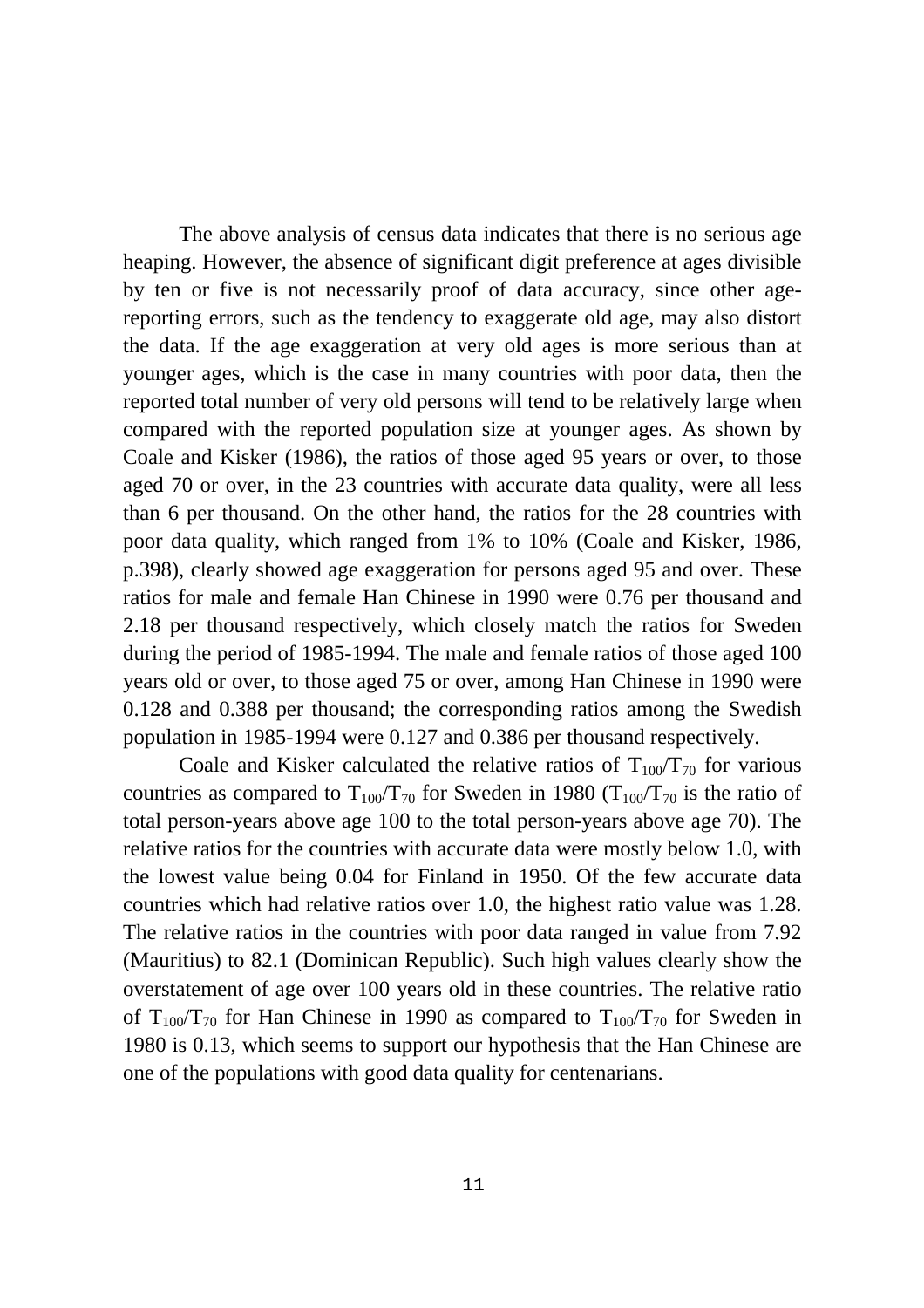The above analysis of census data indicates that there is no serious age heaping. However, the absence of significant digit preference at ages divisible by ten or five is not necessarily proof of data accuracy, since other age-reporting errors, such as the tendency to exaggerate old age, may also distort the data. If the age exaggeration at very old ages is more serious than at younger ages, which is the case in many countries with poor data, then the reported total number of very old persons will tend to be relatively large when compared with the reported population size at younger ages. As shown by Coale and Kisker (1986), the ratios of those aged 95 years or over, to those aged 70 or over, in the 23 countries with accurate data quality, were all less than 6 per thousand. On the other hand, the ratios for the 28 countries with poor data quality, which ranged from 1% to 10% (Coale and Kisker, 1986, p.398), clearly showed age exaggeration for persons aged 95 and over. These ratios for male and female Han Chinese in 1990 were 0.76 per thousand and 2.18 per thousand respectively, which closely match the ratios for Sweden during the period of 1985-1994. The male and female ratios of those aged 100 years old or over, to those aged 75 or over, among Han Chinese in 1990 were 0.128 and 0.388 per thousand; the corresponding ratios among the Swedish population in 1985-1994 were 0.127 and 0.386 per thousand respectively.

Coale and Kisker calculated the relative ratios of $T_{100}/T_{70}$ for various countries as compared to $T_{100}/T_{70}$ for Sweden in 1980 ($T_{100}/T_{70}$ is the ratio of total person-years above age 100 to the total person-years above age 70). The relative ratios for the countries with accurate data were mostly below 1.0, with the lowest value being 0.04 for Finland in 1950. Of the few accurate data countries which had relative ratios over 1.0, the highest ratio value was 1.28. The relative ratios in the countries with poor data ranged in value from 7.92 (Mauritius) to 82.1 (Dominican Republic). Such high values clearly show the overstatement of age over 100 years old in these countries. The relative ratio of $T_{100}/T_{70}$ for Han Chinese in 1990 as compared to $T_{100}/T_{70}$ for Sweden in 1980 is 0.13, which seems to support our hypothesis that the Han Chinese are one of the populations with good data quality for centenarians.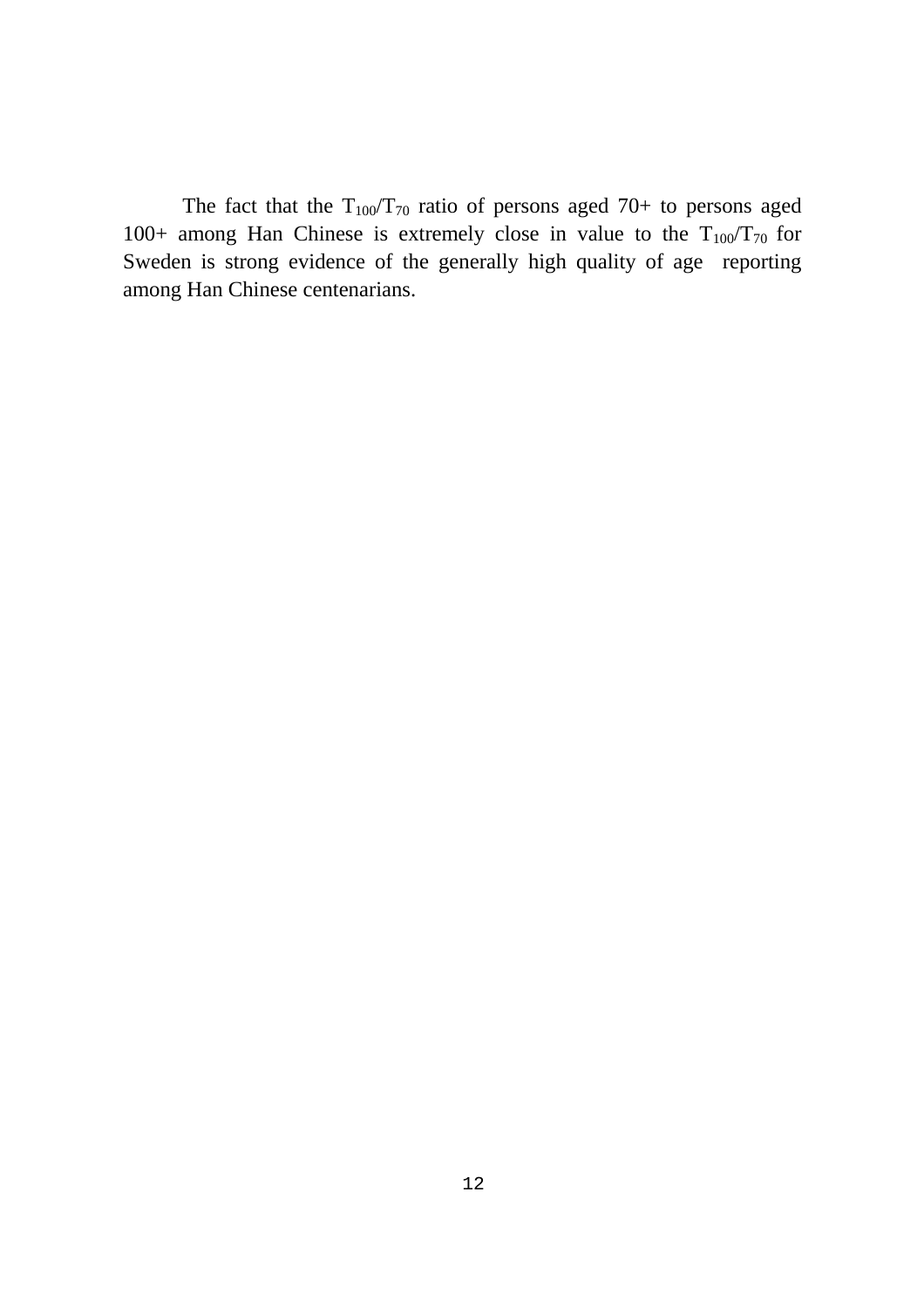The fact that the $T_{100}/T_{70}$ ratio of persons aged 70+ to persons aged 100+ among Han Chinese is extremely close in value to the $T_{100}/T_{70}$ for Sweden is strong evidence of the generally high quality of age reporting among Han Chinese centenarians.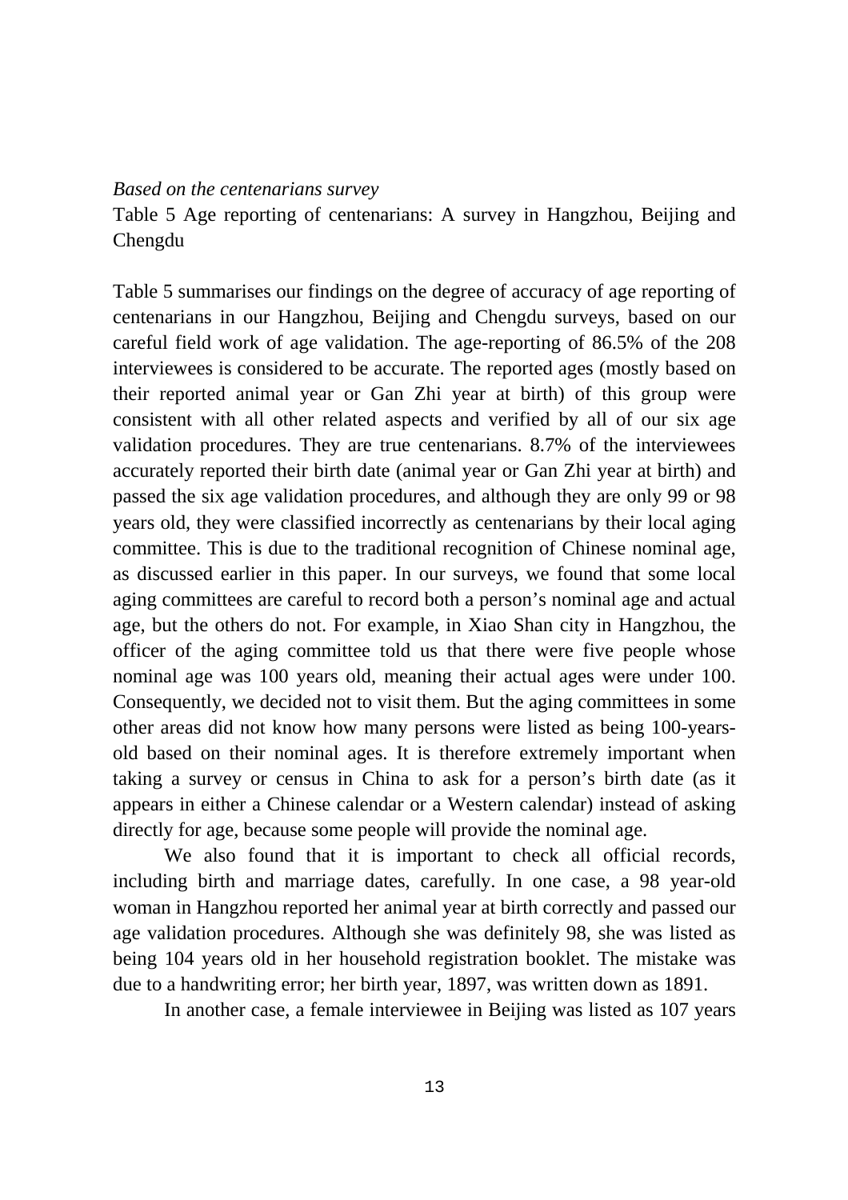*Based on the centenarians survey*

Table 5 Age reporting of centenarians: A survey in Hangzhou, Beijing and Chengdu

Table 5 summarises our findings on the degree of accuracy of age reporting of centenarians in our Hangzhou, Beijing and Chengdu surveys, based on our careful field work of age validation. The age-reporting of 86.5% of the 208 interviewees is considered to be accurate. The reported ages (mostly based on their reported animal year or Gan Zhi year at birth) of this group were consistent with all other related aspects and verified by all of our six age validation procedures. They are true centenarians. 8.7% of the interviewees accurately reported their birth date (animal year or Gan Zhi year at birth) and passed the six age validation procedures, and although they are only 99 or 98 years old, they were classified incorrectly as centenarians by their local aging committee. This is due to the traditional recognition of Chinese nominal age, as discussed earlier in this paper. In our surveys, we found that some local aging committees are careful to record both a person's nominal age and actual age, but the others do not. For example, in Xiao Shan city in Hangzhou, the officer of the aging committee told us that there were five people whose nominal age was 100 years old, meaning their actual ages were under 100. Consequently, we decided not to visit them. But the aging committees in some other areas did not know how many persons were listed as being 100-years-old based on their nominal ages. It is therefore extremely important when taking a survey or census in China to ask for a person's birth date (as it appears in either a Chinese calendar or a Western calendar) instead of asking directly for age, because some people will provide the nominal age.

We also found that it is important to check all official records, including birth and marriage dates, carefully. In one case, a 98 year-old woman in Hangzhou reported her animal year at birth correctly and passed our age validation procedures. Although she was definitely 98, she was listed as being 104 years old in her household registration booklet. The mistake was due to a handwriting error; her birth year, 1897, was written down as 1891.

In another case, a female interviewee in Beijing was listed as 107 years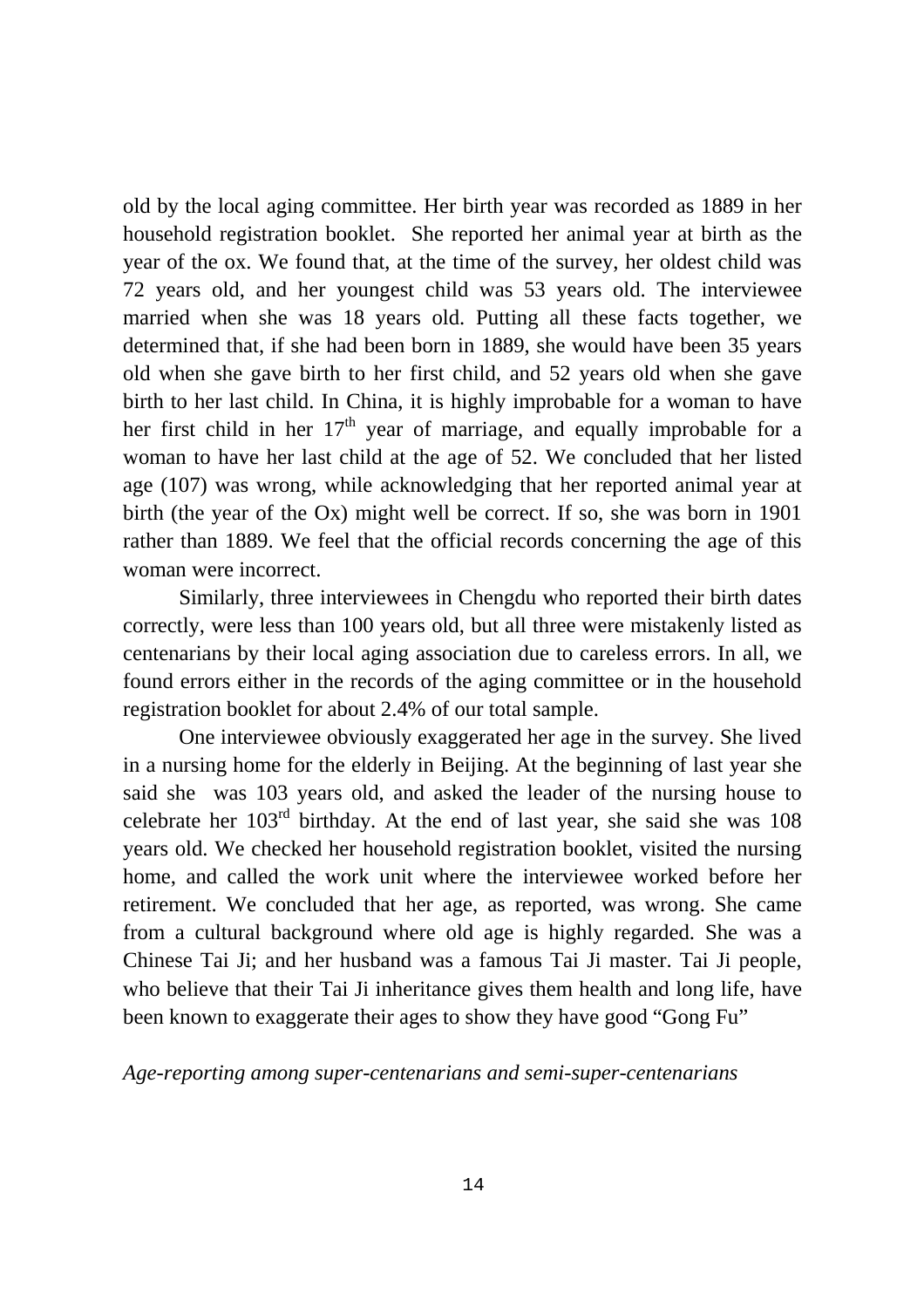old by the local aging committee. Her birth year was recorded as 1889 in her household registration booklet. She reported her animal year at birth as the year of the ox. We found that, at the time of the survey, her oldest child was 72 years old, and her youngest child was 53 years old. The interviewee married when she was 18 years old. Putting all these facts together, we determined that, if she had been born in 1889, she would have been 35 years old when she gave birth to her first child, and 52 years old when she gave birth to her last child. In China, it is highly improbable for a woman to have her first child in her 17th year of marriage, and equally improbable for a woman to have her last child at the age of 52. We concluded that her listed age (107) was wrong, while acknowledging that her reported animal year at birth (the year of the Ox) might well be correct. If so, she was born in 1901 rather than 1889. We feel that the official records concerning the age of this woman were incorrect.

Similarly, three interviewees in Chengdu who reported their birth dates correctly, were less than 100 years old, but all three were mistakenly listed as centenarians by their local aging association due to careless errors. In all, we found errors either in the records of the aging committee or in the household registration booklet for about 2.4% of our total sample.

One interviewee obviously exaggerated her age in the survey. She lived in a nursing home for the elderly in Beijing. At the beginning of last year she said she was 103 years old, and asked the leader of the nursing house to celebrate her 103rd birthday. At the end of last year, she said she was 108 years old. We checked her household registration booklet, visited the nursing home, and called the work unit where the interviewee worked before her retirement. We concluded that her age, as reported, was wrong. She came from a cultural background where old age is highly regarded. She was a Chinese Tai Ji; and her husband was a famous Tai Ji master. Tai Ji people, who believe that their Tai Ji inheritance gives them health and long life, have been known to exaggerate their ages to show they have good "Gong Fu"

*Age-reporting among super-centenarians and semi-super-centenarians*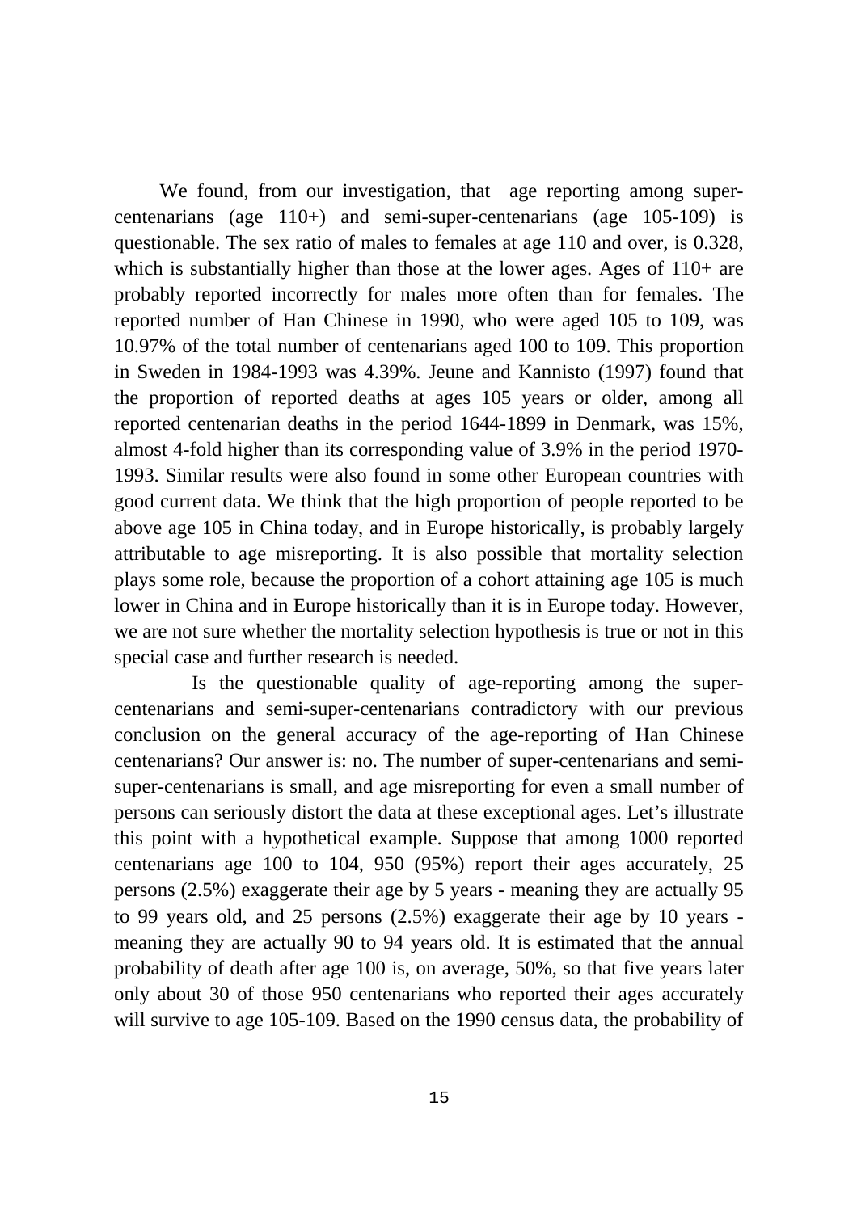We found, from our investigation, that age reporting among super-centenarians (age 110+) and semi-super-centenarians (age 105-109) is questionable. The sex ratio of males to females at age 110 and over, is 0.328, which is substantially higher than those at the lower ages. Ages of 110+ are probably reported incorrectly for males more often than for females. The reported number of Han Chinese in 1990, who were aged 105 to 109, was 10.97% of the total number of centenarians aged 100 to 109. This proportion in Sweden in 1984-1993 was 4.39%. Jeune and Kannisto (1997) found that the proportion of reported deaths at ages 105 years or older, among all reported centenarian deaths in the period 1644-1899 in Denmark, was 15%, almost 4-fold higher than its corresponding value of 3.9% in the period 1970-1993. Similar results were also found in some other European countries with good current data. We think that the high proportion of people reported to be above age 105 in China today, and in Europe historically, is probably largely attributable to age misreporting. It is also possible that mortality selection plays some role, because the proportion of a cohort attaining age 105 is much lower in China and in Europe historically than it is in Europe today. However, we are not sure whether the mortality selection hypothesis is true or not in this special case and further research is needed.

Is the questionable quality of age-reporting among the super-centenarians and semi-super-centenarians contradictory with our previous conclusion on the general accuracy of the age-reporting of Han Chinese centenarians? Our answer is: no. The number of super-centenarians and semi-super-centenarians is small, and age misreporting for even a small number of persons can seriously distort the data at these exceptional ages. Let's illustrate this point with a hypothetical example. Suppose that among 1000 reported centenarians age 100 to 104, 950 (95%) report their ages accurately, 25 persons (2.5%) exaggerate their age by 5 years - meaning they are actually 95 to 99 years old, and 25 persons (2.5%) exaggerate their age by 10 years - meaning they are actually 90 to 94 years old. It is estimated that the annual probability of death after age 100 is, on average, 50%, so that five years later only about 30 of those 950 centenarians who reported their ages accurately will survive to age 105-109. Based on the 1990 census data, the probability of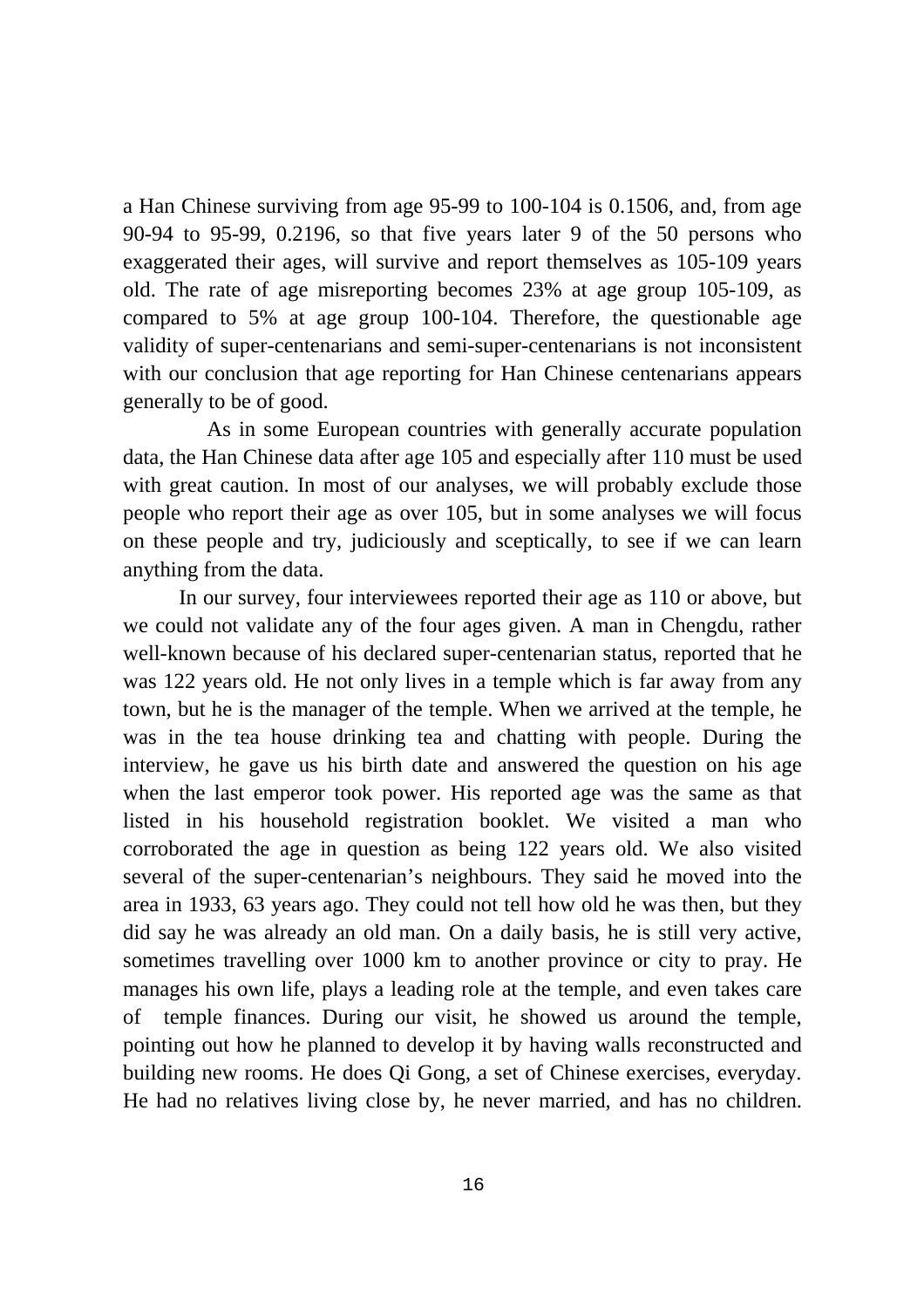a Han Chinese surviving from age 95-99 to 100-104 is 0.1506, and, from age 90-94 to 95-99, 0.2196, so that five years later 9 of the 50 persons who exaggerated their ages, will survive and report themselves as 105-109 years old. The rate of age misreporting becomes 23% at age group 105-109, as compared to 5% at age group 100-104. Therefore, the questionable age validity of super-centenarians and semi-super-centenarians is not inconsistent with our conclusion that age reporting for Han Chinese centenarians appears generally to be of good.

As in some European countries with generally accurate population data, the Han Chinese data after age 105 and especially after 110 must be used with great caution. In most of our analyses, we will probably exclude those people who report their age as over 105, but in some analyses we will focus on these people and try, judiciously and sceptically, to see if we can learn anything from the data.

In our survey, four interviewees reported their age as 110 or above, but we could not validate any of the four ages given. A man in Chengdu, rather well-known because of his declared super-centenarian status, reported that he was 122 years old. He not only lives in a temple which is far away from any town, but he is the manager of the temple. When we arrived at the temple, he was in the tea house drinking tea and chatting with people. During the interview, he gave us his birth date and answered the question on his age when the last emperor took power. His reported age was the same as that listed in his household registration booklet. We visited a man who corroborated the age in question as being 122 years old. We also visited several of the super-centenarian's neighbours. They said he moved into the area in 1933, 63 years ago. They could not tell how old he was then, but they did say he was already an old man. On a daily basis, he is still very active, sometimes travelling over 1000 km to another province or city to pray. He manages his own life, plays a leading role at the temple, and even takes care of temple finances. During our visit, he showed us around the temple, pointing out how he planned to develop it by having walls reconstructed and building new rooms. He does Qi Gong, a set of Chinese exercises, everyday. He had no relatives living close by, he never married, and has no children.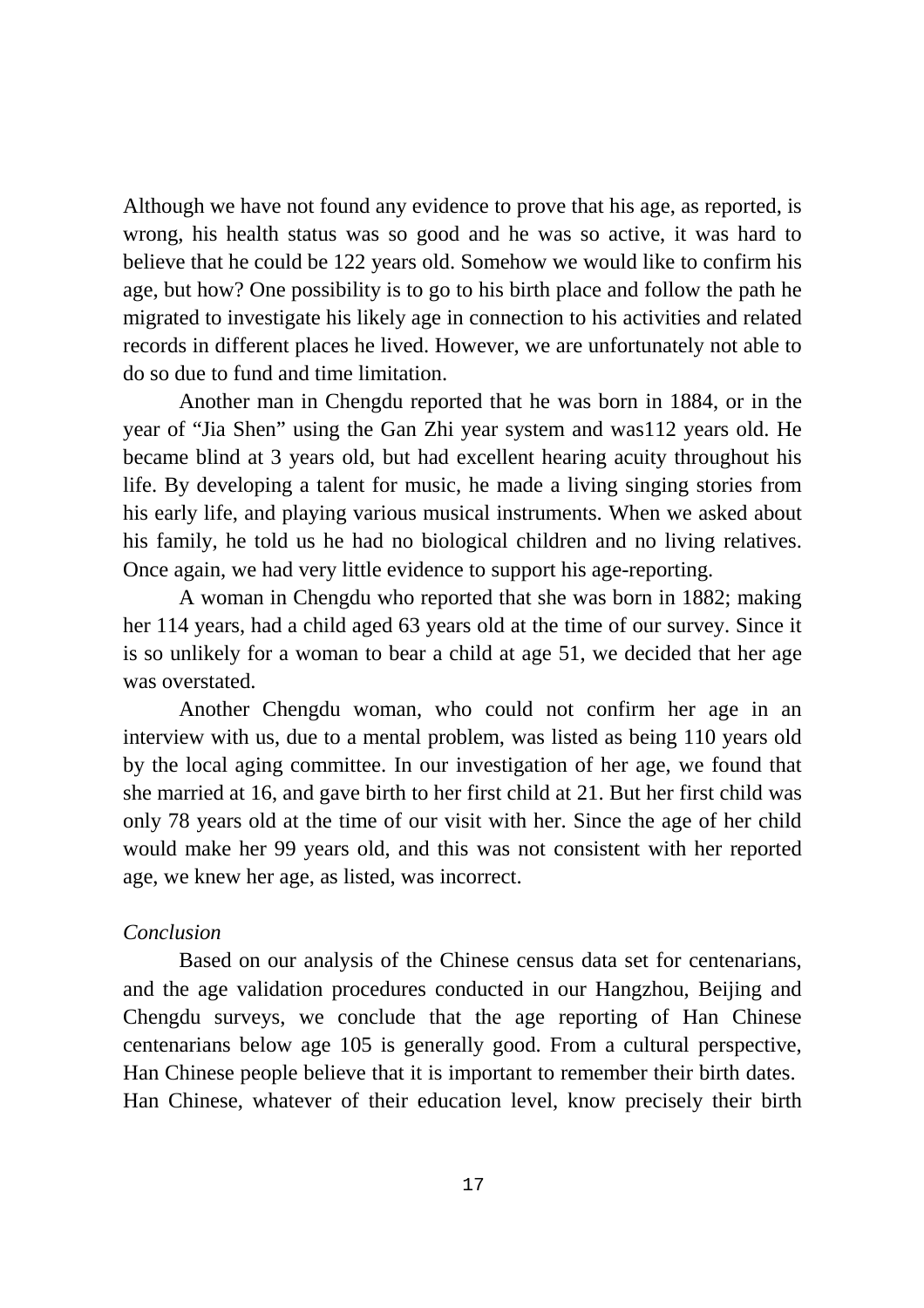Although we have not found any evidence to prove that his age, as reported, is wrong, his health status was so good and he was so active, it was hard to believe that he could be 122 years old. Somehow we would like to confirm his age, but how? One possibility is to go to his birth place and follow the path he migrated to investigate his likely age in connection to his activities and related records in different places he lived. However, we are unfortunately not able to do so due to fund and time limitation.

Another man in Chengdu reported that he was born in 1884, or in the year of "Jia Shen" using the Gan Zhi year system and was112 years old. He became blind at 3 years old, but had excellent hearing acuity throughout his life. By developing a talent for music, he made a living singing stories from his early life, and playing various musical instruments. When we asked about his family, he told us he had no biological children and no living relatives. Once again, we had very little evidence to support his age-reporting.

A woman in Chengdu who reported that she was born in 1882; making her 114 years, had a child aged 63 years old at the time of our survey. Since it is so unlikely for a woman to bear a child at age 51, we decided that her age was overstated.

Another Chengdu woman, who could not confirm her age in an interview with us, due to a mental problem, was listed as being 110 years old by the local aging committee. In our investigation of her age, we found that she married at 16, and gave birth to her first child at 21. But her first child was only 78 years old at the time of our visit with her. Since the age of her child would make her 99 years old, and this was not consistent with her reported age, we knew her age, as listed, was incorrect.

*Conclusion*

Based on our analysis of the Chinese census data set for centenarians, and the age validation procedures conducted in our Hangzhou, Beijing and Chengdu surveys, we conclude that the age reporting of Han Chinese centenarians below age 105 is generally good. From a cultural perspective, Han Chinese people believe that it is important to remember their birth dates. Han Chinese, whatever of their education level, know precisely their birth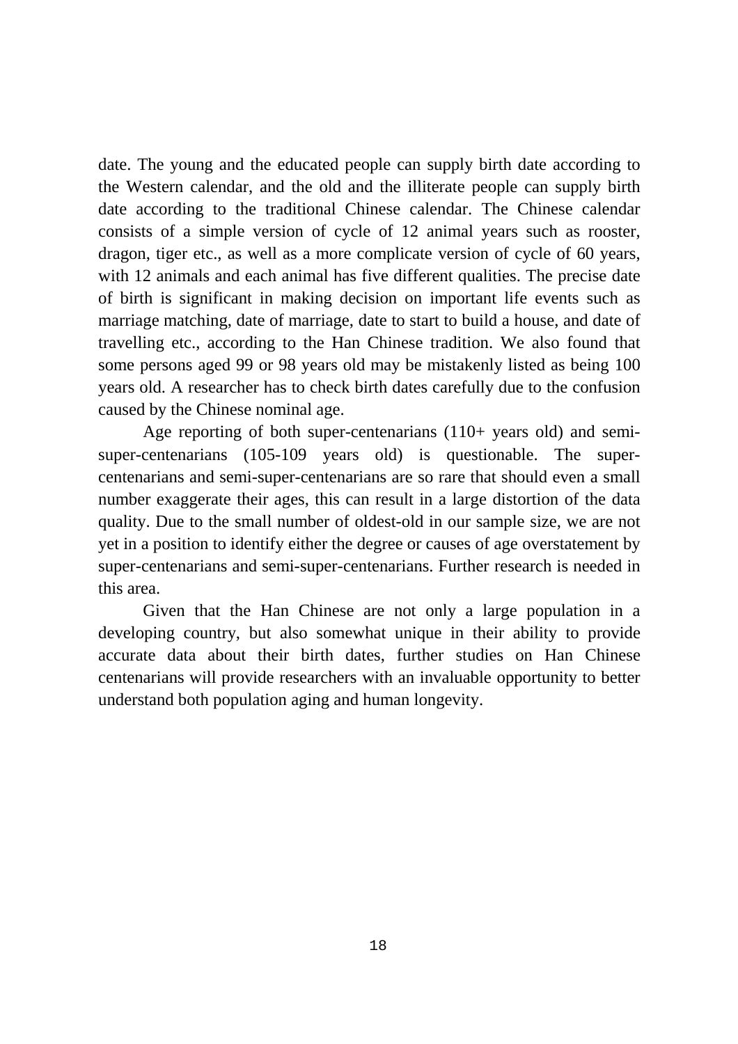date. The young and the educated people can supply birth date according to the Western calendar, and the old and the illiterate people can supply birth date according to the traditional Chinese calendar. The Chinese calendar consists of a simple version of cycle of 12 animal years such as rooster, dragon, tiger etc., as well as a more complicate version of cycle of 60 years, with 12 animals and each animal has five different qualities. The precise date of birth is significant in making decision on important life events such as marriage matching, date of marriage, date to start to build a house, and date of travelling etc., according to the Han Chinese tradition. We also found that some persons aged 99 or 98 years old may be mistakenly listed as being 100 years old. A researcher has to check birth dates carefully due to the confusion caused by the Chinese nominal age.

Age reporting of both super-centenarians (110+ years old) and semi-super-centenarians (105-109 years old) is questionable. The super-centenarians and semi-super-centenarians are so rare that should even a small number exaggerate their ages, this can result in a large distortion of the data quality. Due to the small number of oldest-old in our sample size, we are not yet in a position to identify either the degree or causes of age overstatement by super-centenarians and semi-super-centenarians. Further research is needed in this area.

Given that the Han Chinese are not only a large population in a developing country, but also somewhat unique in their ability to provide accurate data about their birth dates, further studies on Han Chinese centenarians will provide researchers with an invaluable opportunity to better understand both population aging and human longevity.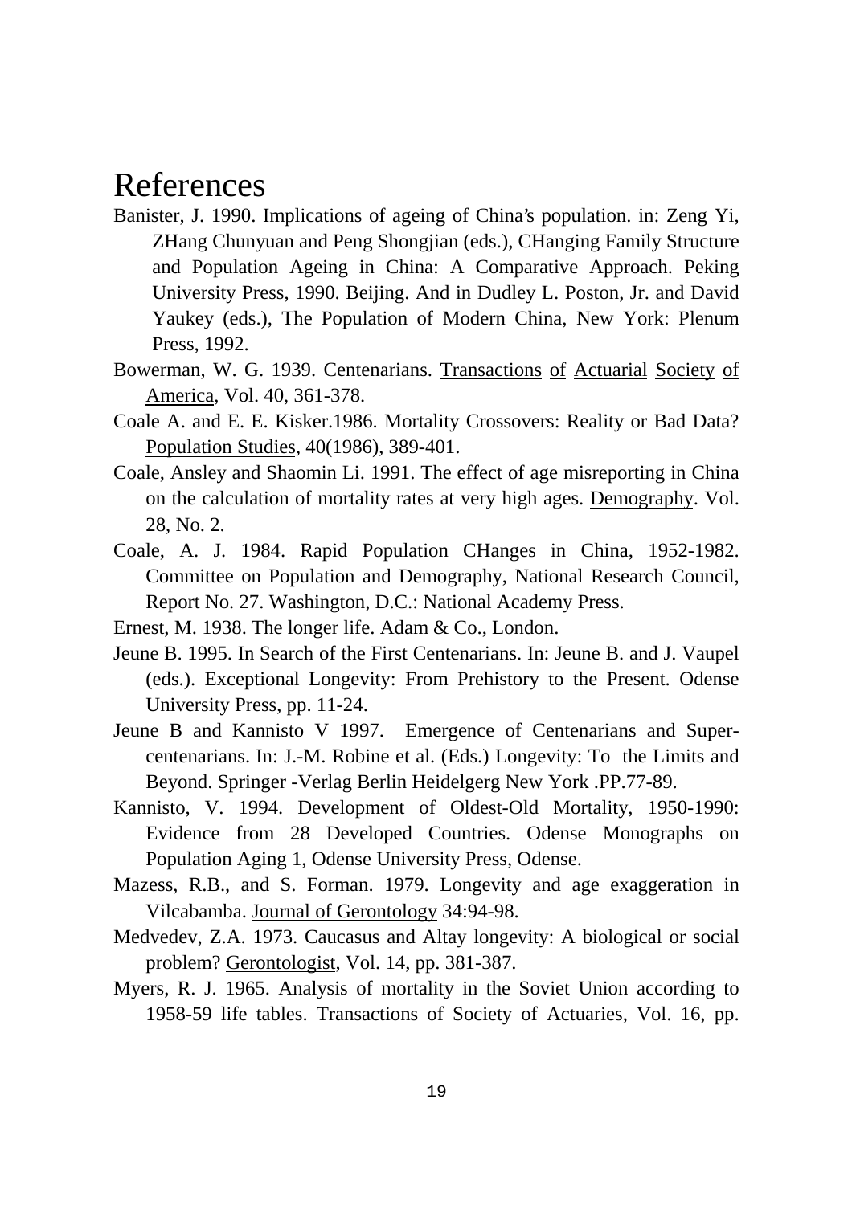# References

Banister, J. 1990. Implications of ageing of China's population. in: Zeng Yi, ZHang Chunyuan and Peng Shongjian (eds.), CHanging Family Structure and Population Ageing in China: A Comparative Approach. Peking University Press, 1990. Beijing. And in Dudley L. Poston, Jr. and David Yaukey (eds.), The Population of Modern China, New York: Plenum Press, 1992.

Bowerman, W. G. 1939. Centenarians. Transactions of Actuarial Society of America, Vol. 40, 361-378.

Coale A. and E. E. Kisker.1986. Mortality Crossovers: Reality or Bad Data? Population Studies, 40(1986), 389-401.

Coale, Ansley and Shaomin Li. 1991. The effect of age misreporting in China on the calculation of mortality rates at very high ages. Demography. Vol. 28, No. 2.

Coale, A. J. 1984. Rapid Population CHanges in China, 1952-1982. Committee on Population and Demography, National Research Council, Report No. 27. Washington, D.C.: National Academy Press.

Ernest, M. 1938. The longer life. Adam & Co., London.

Jeune B. 1995. In Search of the First Centenarians. In: Jeune B. and J. Vaupel (eds.). Exceptional Longevity: From Prehistory to the Present. Odense University Press, pp. 11-24.

Jeune B and Kannisto V 1997. Emergence of Centenarians and Super-centenarians. In: J.-M. Robine et al. (Eds.) Longevity: To the Limits and Beyond. Springer -Verlag Berlin Heidelgerg New York .PP.77-89.

Kannisto, V. 1994. Development of Oldest-Old Mortality, 1950-1990: Evidence from 28 Developed Countries. Odense Monographs on Population Aging 1, Odense University Press, Odense.

Mazess, R.B., and S. Forman. 1979. Longevity and age exaggeration in Vilcabamba. Journal of Gerontology 34:94-98.

Medvedev, Z.A. 1973. Caucasus and Altay longevity: A biological or social problem? Gerontologist, Vol. 14, pp. 381-387.

Myers, R. J. 1965. Analysis of mortality in the Soviet Union according to 1958-59 life tables. Transactions of Society of Actuaries, Vol. 16, pp.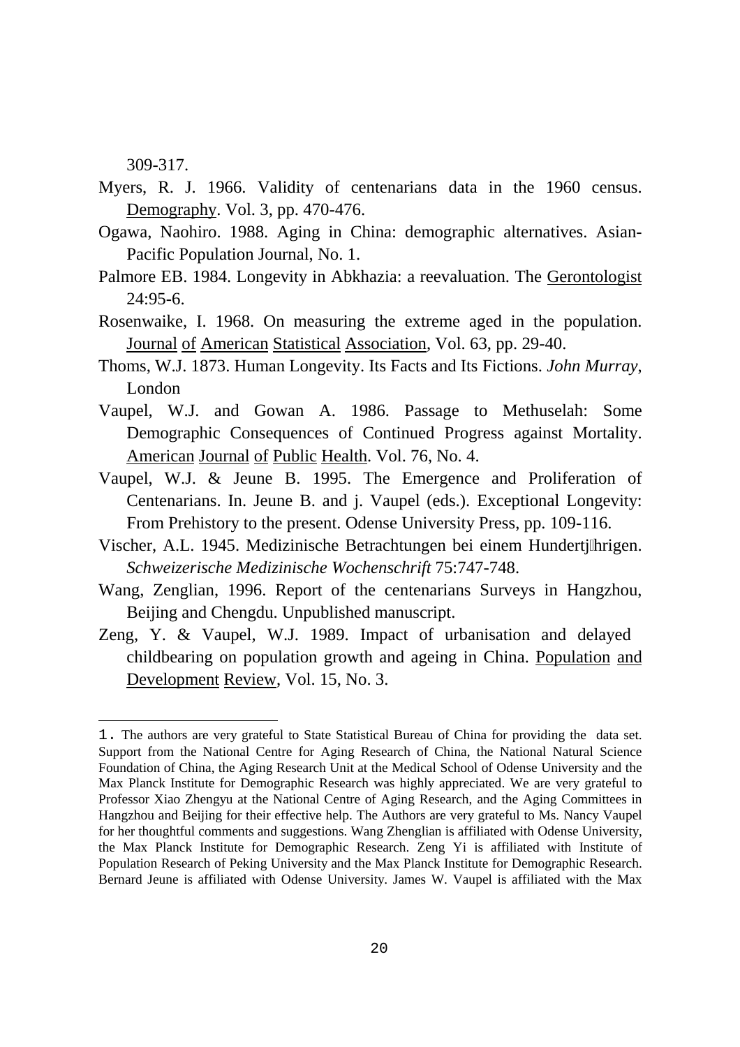309-317.

Myers, R. J. 1966. Validity of centenarians data in the 1960 census. Demography. Vol. 3, pp. 470-476.

Ogawa, Naohiro. 1988. Aging in China: demographic alternatives. Asian-Pacific Population Journal, No. 1.

Palmore EB. 1984. Longevity in Abkhazia: a reevaluation. The Gerontologist 24:95-6.

Rosenwaike, I. 1968. On measuring the extreme aged in the population. Journal of American Statistical Association, Vol. 63, pp. 29-40.

Thoms, W.J. 1873. Human Longevity. Its Facts and Its Fictions. *John Murray*, London

Vaupel, W.J. and Gowan A. 1986. Passage to Methuselah: Some Demographic Consequences of Continued Progress against Mortality. American Journal of Public Health. Vol. 76, No. 4.

Vaupel, W.J. & Jeune B. 1995. The Emergence and Proliferation of Centenarians. In. Jeune B. and j. Vaupel (eds.). Exceptional Longevity: From Prehistory to the present. Odense University Press, pp. 109-116.

Vischer, A.L. 1945. Medizinische Betrachtungen bei einem Hundertjährigen. *Schweizerische Medizinische Wochenschrift* 75:747-748.

Wang, Zenglian, 1996. Report of the centenarians Surveys in Hangzhou, Beijing and Chengdu. Unpublished manuscript.

Zeng, Y. & Vaupel, W.J. 1989. Impact of urbanisation and delayed childbearing on population growth and ageing in China. Population and Development Review, Vol. 15, No. 3.

---

1. The authors are very grateful to State Statistical Bureau of China for providing the data set. Support from the National Centre for Aging Research of China, the National Natural Science Foundation of China, the Aging Research Unit at the Medical School of Odense University and the Max Planck Institute for Demographic Research was highly appreciated. We are very grateful to Professor Xiao Zhengyu at the National Centre of Aging Research, and the Aging Committees in Hangzhou and Beijing for their effective help. The Authors are very grateful to Ms. Nancy Vaupel for her thoughtful comments and suggestions. Wang Zhenglian is affiliated with Odense University, the Max Planck Institute for Demographic Research. Zeng Yi is affiliated with Institute of Population Research of Peking University and the Max Planck Institute for Demographic Research. Bernard Jeune is affiliated with Odense University. James W. Vaupel is affiliated with the Max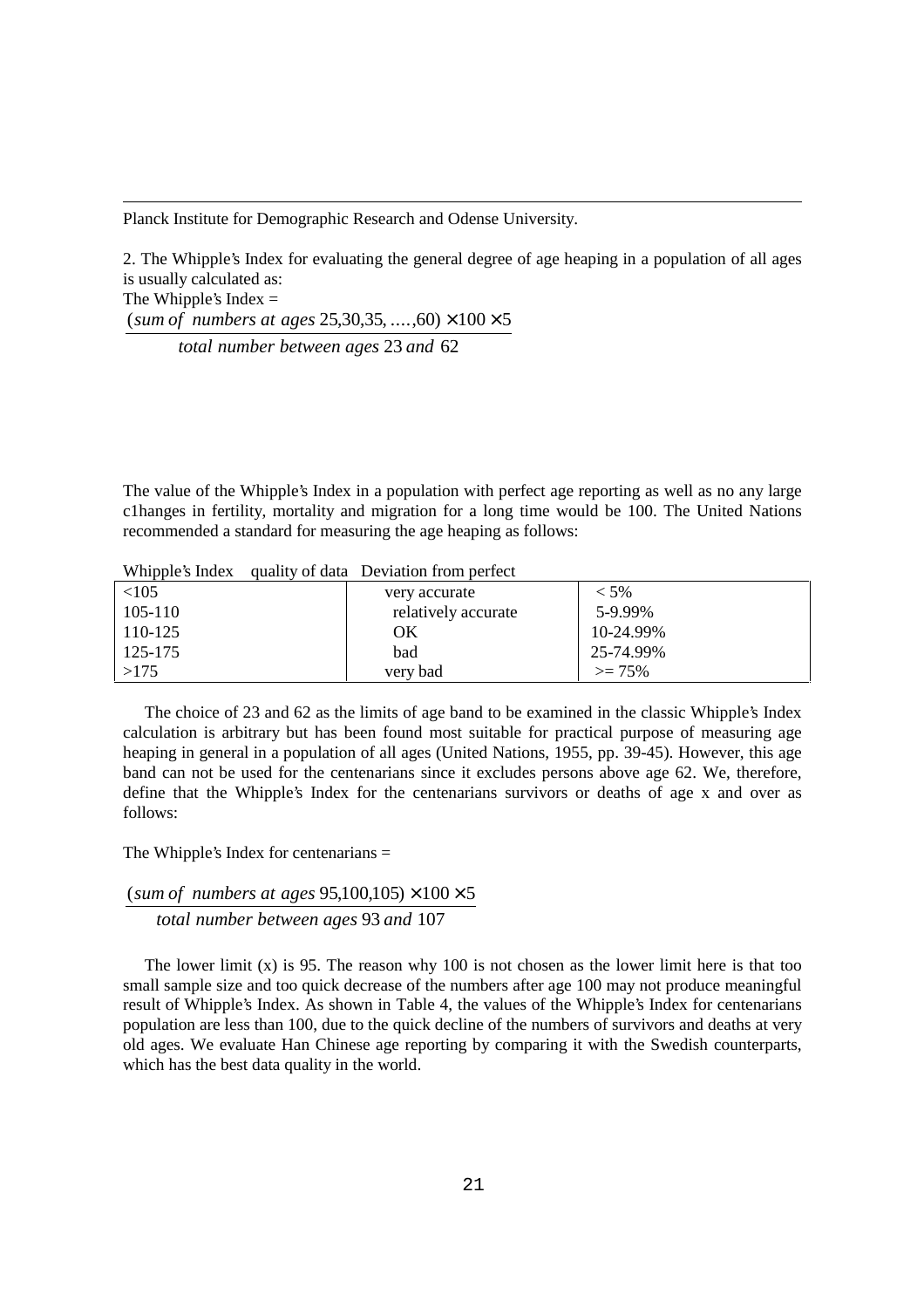Planck Institute for Demographic Research and Odense University.

2. The Whipple's Index for evaluating the general degree of age heaping in a population of all ages is usually calculated as:

The Whipple's Index =

$$\frac{(\textit{sum of numbers at ages } 25,30,35,\ldots,60)\times 100\times 5}{\textit{total number between ages } 23 \textit{ and } 62}$$

The value of the Whipple's Index in a population with perfect age reporting as well as no any large c1hanges in fertility, mortality and migration for a long time would be 100. The United Nations recommended a standard for measuring the age heaping as follows:

| Whipple's Index | quality of data | Deviation from perfect |
|---|---|---|
| <105 | very accurate | < 5% |
| 105-110 | relatively accurate | 5-9.99% |
| 110-125 | OK | 10-24.99% |
| 125-175 | bad | 25-74.99% |
| >175 | very bad | >= 75% |

The choice of 23 and 62 as the limits of age band to be examined in the classic Whipple's Index calculation is arbitrary but has been found most suitable for practical purpose of measuring age heaping in general in a population of all ages (United Nations, 1955, pp. 39-45). However, this age band can not be used for the centenarians since it excludes persons above age 62. We, therefore, define that the Whipple's Index for the centenarians survivors or deaths of age x and over as follows:

The Whipple's Index for centenarians =

$$\frac{(\textit{sum of numbers at ages } 95,100,105)\times 100\times 5}{\textit{total number between ages } 93 \textit{ and } 107}$$

The lower limit (x) is 95. The reason why 100 is not chosen as the lower limit here is that too small sample size and too quick decrease of the numbers after age 100 may not produce meaningful result of Whipple's Index. As shown in Table 4, the values of the Whipple's Index for centenarians population are less than 100, due to the quick decline of the numbers of survivors and deaths at very old ages. We evaluate Han Chinese age reporting by comparing it with the Swedish counterparts, which has the best data quality in the world.